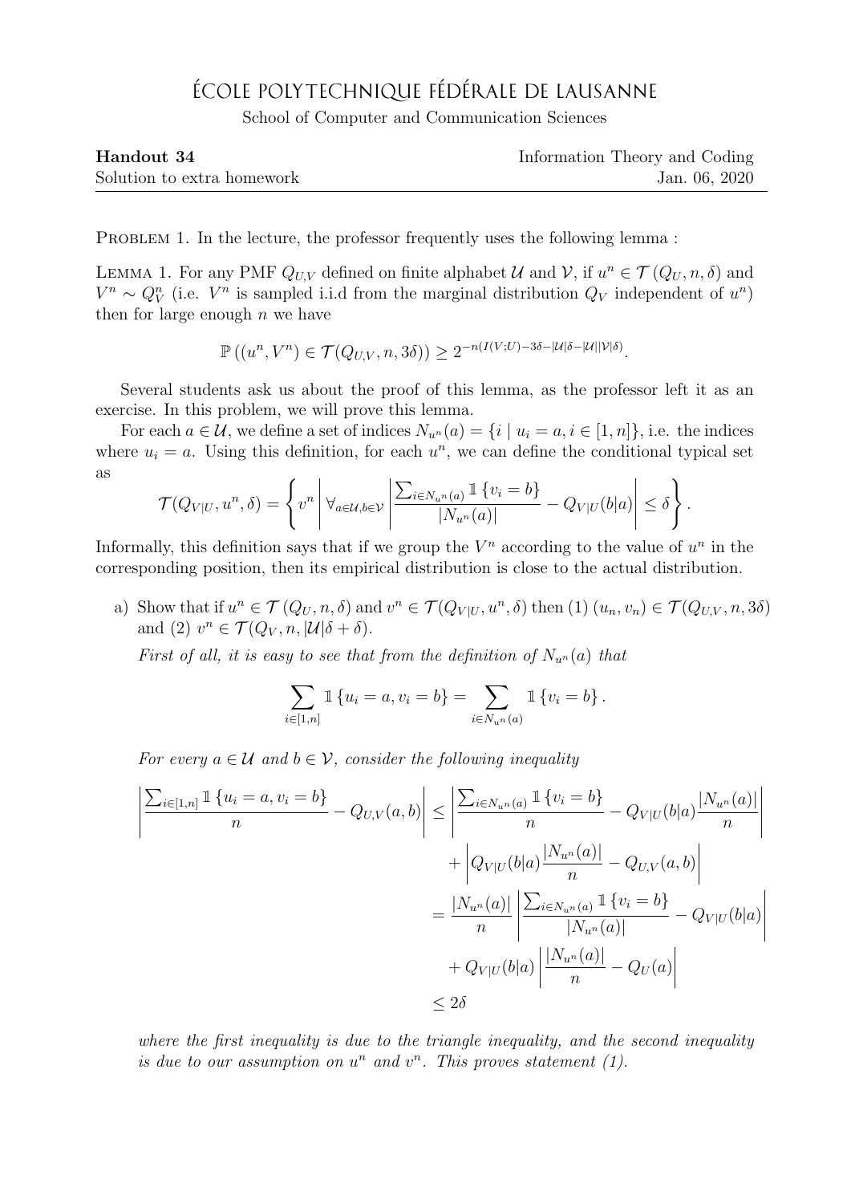# ÉCOLE POLYTECHNIQUE FÉDÉRALE DE LAUSANNE

School of Computer and Communication Sciences

**Handout 34** — Information Theory and Coding

Solution to extra homework — Jan. 06, 2020

---

PROBLEM 1. In the lecture, the professor frequently uses the following lemma :

LEMMA 1. For any PMF $Q_{U,V}$ defined on finite alphabet $\mathcal{U}$ and $\mathcal{V}$, if $u^n \in \mathcal{T}(Q_U, n, \delta)$ and $V^n \sim Q_V^n$ (i.e. $V^n$ is sampled i.i.d from the marginal distribution $Q_V$ independent of $u^n$) then for large enough $n$ we have

$$\mathbb{P}\left((u^n, V^n) \in \mathcal{T}(Q_{U,V}, n, 3\delta)\right) \geq 2^{-n(I(V;U) - 3\delta - |\mathcal{U}|\delta - |\mathcal{U}||\mathcal{V}|\delta)}.$$

Several students ask us about the proof of this lemma, as the professor left it as an exercise. In this problem, we will prove this lemma.

For each $a \in \mathcal{U}$, we define a set of indices $N_{u^n}(a) = \{i \mid u_i = a, i \in [1, n]\}$, i.e. the indices where $u_i = a$. Using this definition, for each $u^n$, we can define the conditional typical set as

$$\mathcal{T}(Q_{V|U}, u^n, \delta) = \left\{ v^n \,\middle|\, \forall_{a \in \mathcal{U}, b \in \mathcal{V}} \left| \frac{\sum_{i \in N_{u^n}(a)} \mathbb{1}\{v_i = b\}}{|N_{u^n}(a)|} - Q_{V|U}(b|a) \right| \leq \delta \right\}.$$

Informally, this definition says that if we group the $V^n$ according to the value of $u^n$ in the corresponding position, then its empirical distribution is close to the actual distribution.

a) Show that if $u^n \in \mathcal{T}(Q_U, n, \delta)$ and $v^n \in \mathcal{T}(Q_{V|U}, u^n, \delta)$ then (1) $(u_n, v_n) \in \mathcal{T}(Q_{U,V}, n, 3\delta)$ and (2) $v^n \in \mathcal{T}(Q_V, n, |\mathcal{U}|\delta + \delta)$.

*First of all, it is easy to see that from the definition of $N_{u^n}(a)$ that*

$$\sum_{i \in [1,n]} \mathbb{1}\{u_i = a, v_i = b\} = \sum_{i \in N_{u^n}(a)} \mathbb{1}\{v_i = b\}.$$

*For every $a \in \mathcal{U}$ and $b \in \mathcal{V}$, consider the following inequality*

$$\begin{aligned}
\left| \frac{\sum_{i \in [1,n]} \mathbb{1}\{u_i = a, v_i = b\}}{n} - Q_{U,V}(a,b) \right| &\leq \left| \frac{\sum_{i \in N_{u^n}(a)} \mathbb{1}\{v_i = b\}}{n} - Q_{V|U}(b|a) \frac{|N_{u^n}(a)|}{n} \right| \\
&\quad + \left| Q_{V|U}(b|a) \frac{|N_{u^n}(a)|}{n} - Q_{U,V}(a,b) \right| \\
&= \frac{|N_{u^n}(a)|}{n} \left| \frac{\sum_{i \in N_{u^n}(a)} \mathbb{1}\{v_i = b\}}{|N_{u^n}(a)|} - Q_{V|U}(b|a) \right| \\
&\quad + Q_{V|U}(b|a) \left| \frac{|N_{u^n}(a)|}{n} - Q_U(a) \right| \\
&\leq 2\delta
\end{aligned}$$

*where the first inequality is due to the triangle inequality, and the second inequality is due to our assumption on $u^n$ and $v^n$. This proves statement (1).*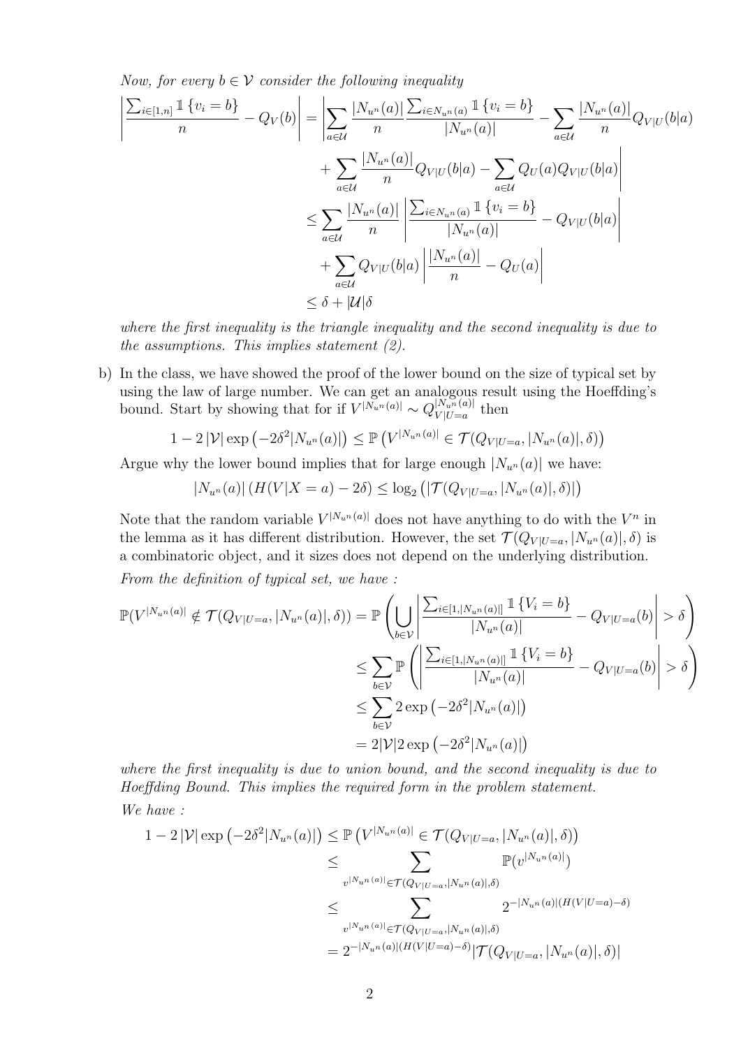*Now, for every $b \in \mathcal{V}$ consider the following inequality*

$$
\begin{aligned}
\left| \frac{\sum_{i\in[1,n]} \mathbb{1}\{v_i = b\}}{n} - Q_V(b) \right| &= \left| \sum_{a\in\mathcal{U}} \frac{|N_{u^n}(a)|}{n} \frac{\sum_{i\in N_{u^n}(a)} \mathbb{1}\{v_i = b\}}{|N_{u^n}(a)|} - \sum_{a\in\mathcal{U}} \frac{|N_{u^n}(a)|}{n} Q_{V|U}(b|a) \right. \\
&\quad \left. + \sum_{a\in\mathcal{U}} \frac{|N_{u^n}(a)|}{n} Q_{V|U}(b|a) - \sum_{a\in\mathcal{U}} Q_U(a) Q_{V|U}(b|a) \right| \\
&\leq \sum_{a\in\mathcal{U}} \frac{|N_{u^n}(a)|}{n} \left| \frac{\sum_{i\in N_{u^n}(a)} \mathbb{1}\{v_i = b\}}{|N_{u^n}(a)|} - Q_{V|U}(b|a) \right| \\
&\quad + \sum_{a\in\mathcal{U}} Q_{V|U}(b|a) \left| \frac{|N_{u^n}(a)|}{n} - Q_U(a) \right| \\
&\leq \delta + |\mathcal{U}|\delta
\end{aligned}
$$

*where the first inequality is the triangle inequality and the second inequality is due to the assumptions. This implies statement (2).*

b) In the class, we have showed the proof of the lower bound on the size of typical set by using the law of large number. We can get an analogous result using the Hoeffding's bound. Start by showing that for if $V^{|N_{u^n}(a)|} \sim Q_{V|U=a}^{|N_{u^n}(a)|}$ then

$$1 - 2|\mathcal{V}| \exp\left(-2\delta^2 |N_{u^n}(a)|\right) \leq \mathbb{P}\left(V^{|N_{u^n}(a)|} \in \mathcal{T}(Q_{V|U=a}, |N_{u^n}(a)|, \delta)\right)$$

Argue why the lower bound implies that for large enough $|N_{u^n}(a)|$ we have:

$$|N_{u^n}(a)| \left(H(V|X = a) - 2\delta\right) \leq \log_2\left(|\mathcal{T}(Q_{V|U=a}, |N_{u^n}(a)|, \delta)|\right)$$

Note that the random variable $V^{|N_{u^n}(a)|}$ does not have anything to do with the $V^n$ in the lemma as it has different distribution. However, the set $\mathcal{T}(Q_{V|U=a}, |N_{u^n}(a)|, \delta)$ is a combinatoric object, and it sizes does not depend on the underlying distribution.

*From the definition of typical set, we have :*

$$
\begin{aligned}
\mathbb{P}(V^{|N_{u^n}(a)|} \notin \mathcal{T}(Q_{V|U=a}, |N_{u^n}(a)|, \delta)) &= \mathbb{P}\left( \bigcup_{b\in\mathcal{V}} \left| \frac{\sum_{i\in[1,|N_{u^n}(a)|]} \mathbb{1}\{V_i = b\}}{|N_{u^n}(a)|} - Q_{V|U=a}(b) \right| > \delta \right) \\
&\leq \sum_{b\in\mathcal{V}} \mathbb{P}\left( \left| \frac{\sum_{i\in[1,|N_{u^n}(a)|]} \mathbb{1}\{V_i = b\}}{|N_{u^n}(a)|} - Q_{V|U=a}(b) \right| > \delta \right) \\
&\leq \sum_{b\in\mathcal{V}} 2\exp\left(-2\delta^2 |N_{u^n}(a)|\right) \\
&= 2|\mathcal{V}| 2\exp\left(-2\delta^2 |N_{u^n}(a)|\right)
\end{aligned}
$$

*where the first inequality is due to union bound, and the second inequality is due to Hoeffding Bound. This implies the required form in the problem statement.*

*We have :*

$$
\begin{aligned}
1 - 2|\mathcal{V}| \exp\left(-2\delta^2 |N_{u^n}(a)|\right) &\leq \mathbb{P}\left(V^{|N_{u^n}(a)|} \in \mathcal{T}(Q_{V|U=a}, |N_{u^n}(a)|, \delta)\right) \\
&\leq \sum_{v^{|N_{u^n}(a)|} \in \mathcal{T}(Q_{V|U=a}, |N_{u^n}(a)|, \delta)} \mathbb{P}(v^{|N_{u^n}(a)|}) \\
&\leq \sum_{v^{|N_{u^n}(a)|} \in \mathcal{T}(Q_{V|U=a}, |N_{u^n}(a)|, \delta)} 2^{-|N_{u^n}(a)|(H(V|U=a) - \delta)} \\
&= 2^{-|N_{u^n}(a)|(H(V|U=a) - \delta)} |\mathcal{T}(Q_{V|U=a}, |N_{u^n}(a)|, \delta)|
\end{aligned}
$$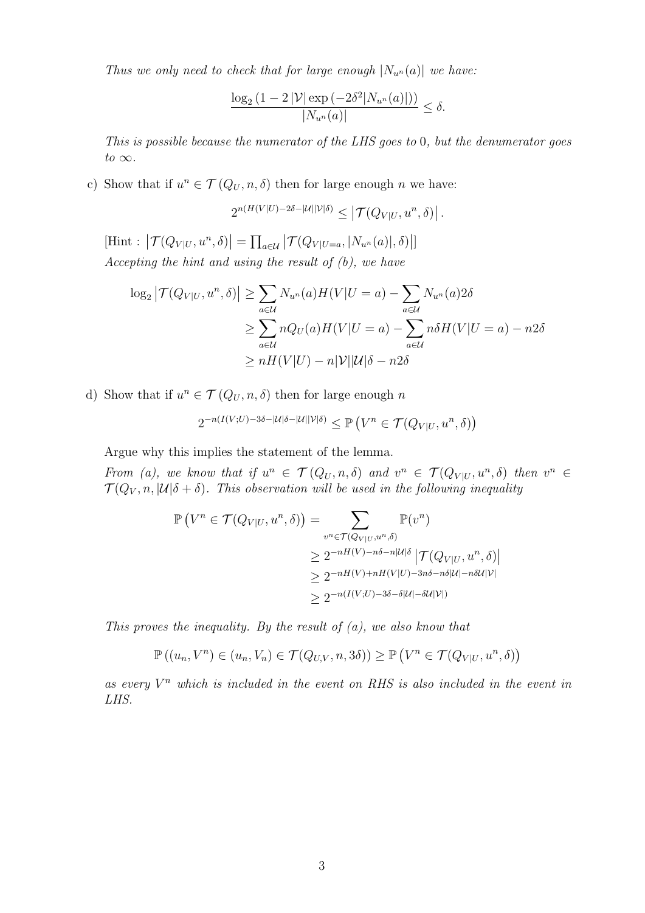*Thus we only need to check that for large enough $|N_{u^n}(a)|$ we have:*

$$\frac{\log_2\left(1 - 2\,|\mathcal{V}|\exp\left(-2\delta^2|N_{u^n}(a)|\right)\right)}{|N_{u^n}(a)|} \leq \delta.$$

*This is possible because the numerator of the LHS goes to 0, but the denumerator goes to $\infty$.*

c) Show that if $u^n \in \mathcal{T}\left(Q_U, n, \delta\right)$ then for large enough $n$ we have:

$$2^{n(H(V|U) - 2\delta - |\mathcal{U}||\mathcal{V}|\delta)} \leq \left|\mathcal{T}(Q_{V|U}, u^n, \delta)\right|.$$

[Hint : $\left|\mathcal{T}(Q_{V|U}, u^n, \delta)\right| = \prod_{a\in\mathcal{U}}\left|\mathcal{T}(Q_{V|U=a}, |N_{u^n}(a)|, \delta)\right|$]

*Accepting the hint and using the result of (b), we have*

$$\begin{aligned}
\log_2\left|\mathcal{T}(Q_{V|U}, u^n, \delta)\right| &\geq \sum_{a\in\mathcal{U}} N_{u^n}(a)H(V|U=a) - \sum_{a\in\mathcal{U}} N_{u^n}(a)2\delta \\
&\geq \sum_{a\in\mathcal{U}} nQ_U(a)H(V|U=a) - \sum_{a\in\mathcal{U}} n\delta H(V|U=a) - n2\delta \\
&\geq nH(V|U) - n|\mathcal{V}||\mathcal{U}|\delta - n2\delta
\end{aligned}$$

d) Show that if $u^n \in \mathcal{T}\left(Q_U, n, \delta\right)$ then for large enough $n$

$$2^{-n(I(V;U) - 3\delta - |\mathcal{U}|\delta - |\mathcal{U}||\mathcal{V}|\delta)} \leq \mathbb{P}\left(V^n \in \mathcal{T}(Q_{V|U}, u^n, \delta)\right)$$

Argue why this implies the statement of the lemma.

*From (a), we know that if $u^n \in \mathcal{T}\left(Q_U, n, \delta\right)$ and $v^n \in \mathcal{T}(Q_{V|U}, u^n, \delta)$ then $v^n \in \mathcal{T}(Q_V, n, |\mathcal{U}|\delta + \delta)$. This observation will be used in the following inequality*

$$\begin{aligned}
\mathbb{P}\left(V^n \in \mathcal{T}(Q_{V|U}, u^n, \delta)\right) &= \sum_{v^n\in\mathcal{T}(Q_{V|U}, u^n, \delta)} \mathbb{P}(v^n) \\
&\geq 2^{-nH(V) - n\delta - n|\mathcal{U}|\delta}\left|\mathcal{T}(Q_{V|U}, u^n, \delta)\right| \\
&\geq 2^{-nH(V) + nH(V|U) - 3n\delta - n\delta|\mathcal{U}| - n\delta\mathcal{U}|\mathcal{V}|} \\
&\geq 2^{-n(I(V;U) - 3\delta - \delta|\mathcal{U}| - \delta\mathcal{U}|\mathcal{V}|)}
\end{aligned}$$

*This proves the inequality. By the result of (a), we also know that*

$$\mathbb{P}\left((u_n, V^n) \in (u_n, V_n) \in \mathcal{T}(Q_{U,V}, n, 3\delta)\right) \geq \mathbb{P}\left(V^n \in \mathcal{T}(Q_{V|U}, u^n, \delta)\right)$$

*as every $V^n$ which is included in the event on RHS is also included in the event in LHS.*